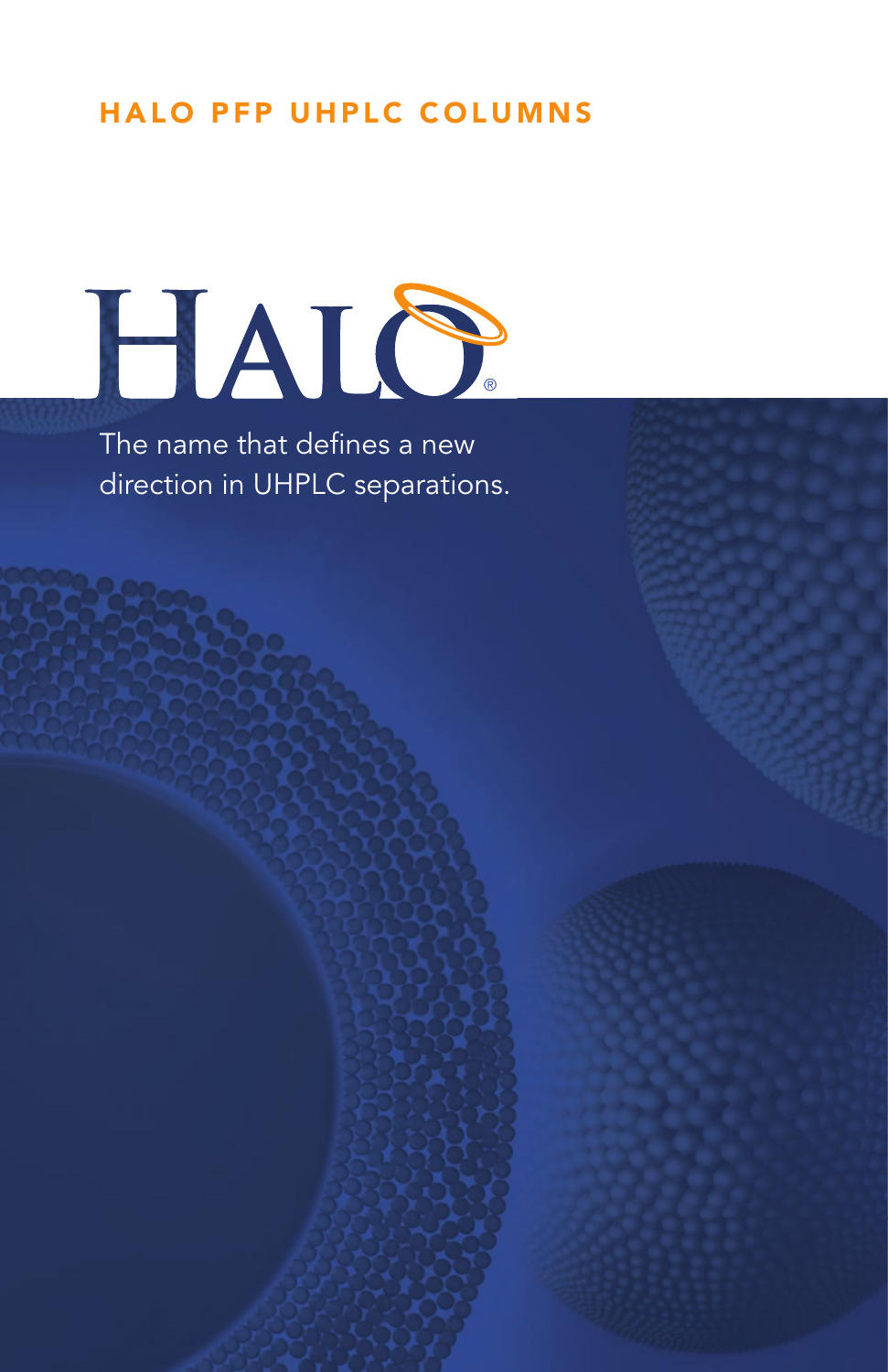HALO PFP UHPLC COLUMNS

# HALO®

The name that defines a new direction in UHPLC separations.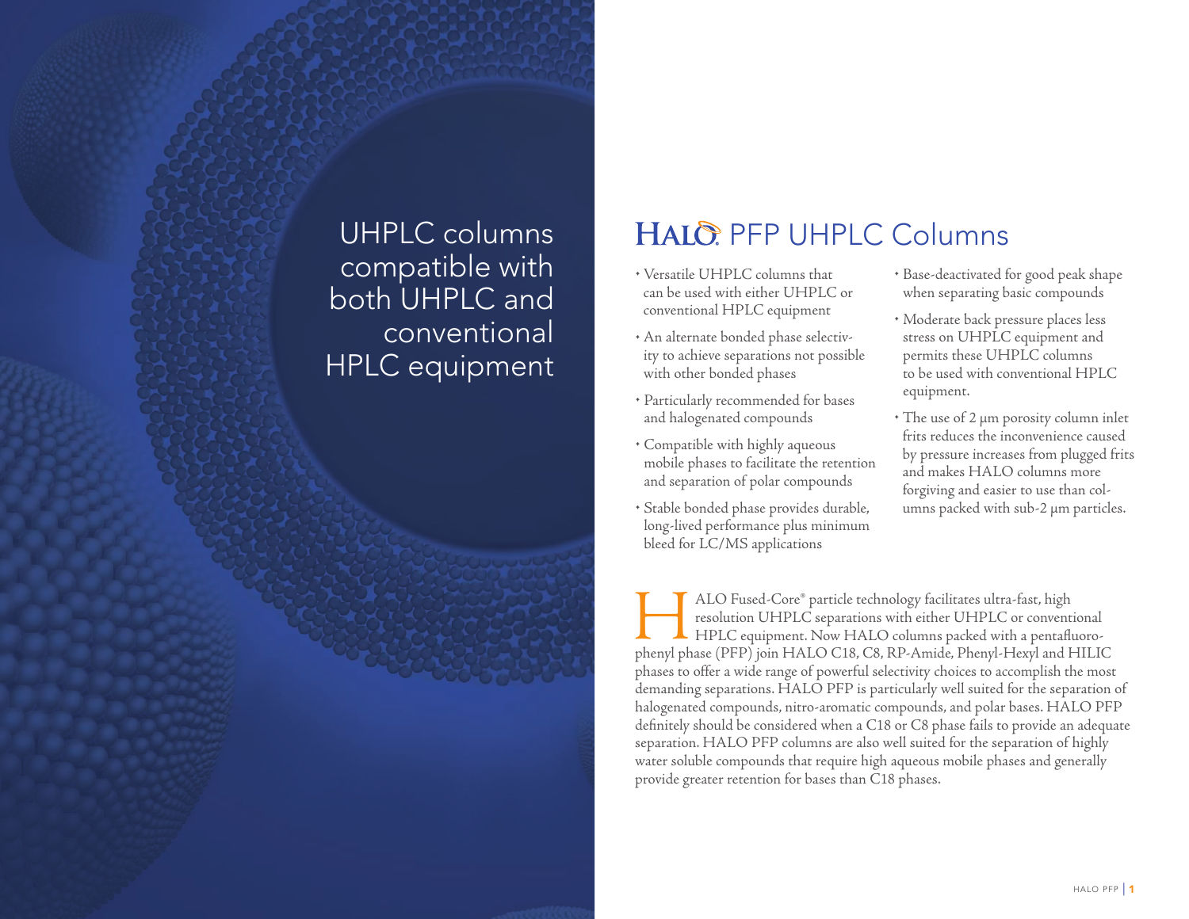UHPLC columns compatible with both UHPLC and conventional HPLC equipment

# HALO® PFP UHPLC Columns

- Versatile UHPLC columns that can be used with either UHPLC or conventional HPLC equipment
- An alternate bonded phase selectivity to achieve separations not possible with other bonded phases
- Particularly recommended for bases and halogenated compounds
- Compatible with highly aqueous mobile phases to facilitate the retention and separation of polar compounds
- Stable bonded phase provides durable, long-lived performance plus minimum bleed for LC/MS applications
- Base-deactivated for good peak shape when separating basic compounds
- Moderate back pressure places less stress on UHPLC equipment and permits these UHPLC columns to be used with conventional HPLC equipment.
- The use of 2 µm porosity column inlet frits reduces the inconvenience caused by pressure increases from plugged frits and makes HALO columns more forgiving and easier to use than columns packed with sub-2 µm particles.

HALO Fused-Core® particle technology facilitates ultra-fast, high resolution UHPLC separations with either UHPLC or conventional HPLC equipment. Now HALO columns packed with a pentafluorophenyl phase (PFP) join HALO C18, C8, RP-Amide, Phenyl-Hexyl and HILIC phases to offer a wide range of powerful selectivity choices to accomplish the most demanding separations. HALO PFP is particularly well suited for the separation of halogenated compounds, nitro-aromatic compounds, and polar bases. HALO PFP definitely should be considered when a C18 or C8 phase fails to provide an adequate separation. HALO PFP columns are also well suited for the separation of highly water soluble compounds that require high aqueous mobile phases and generally provide greater retention for bases than C18 phases.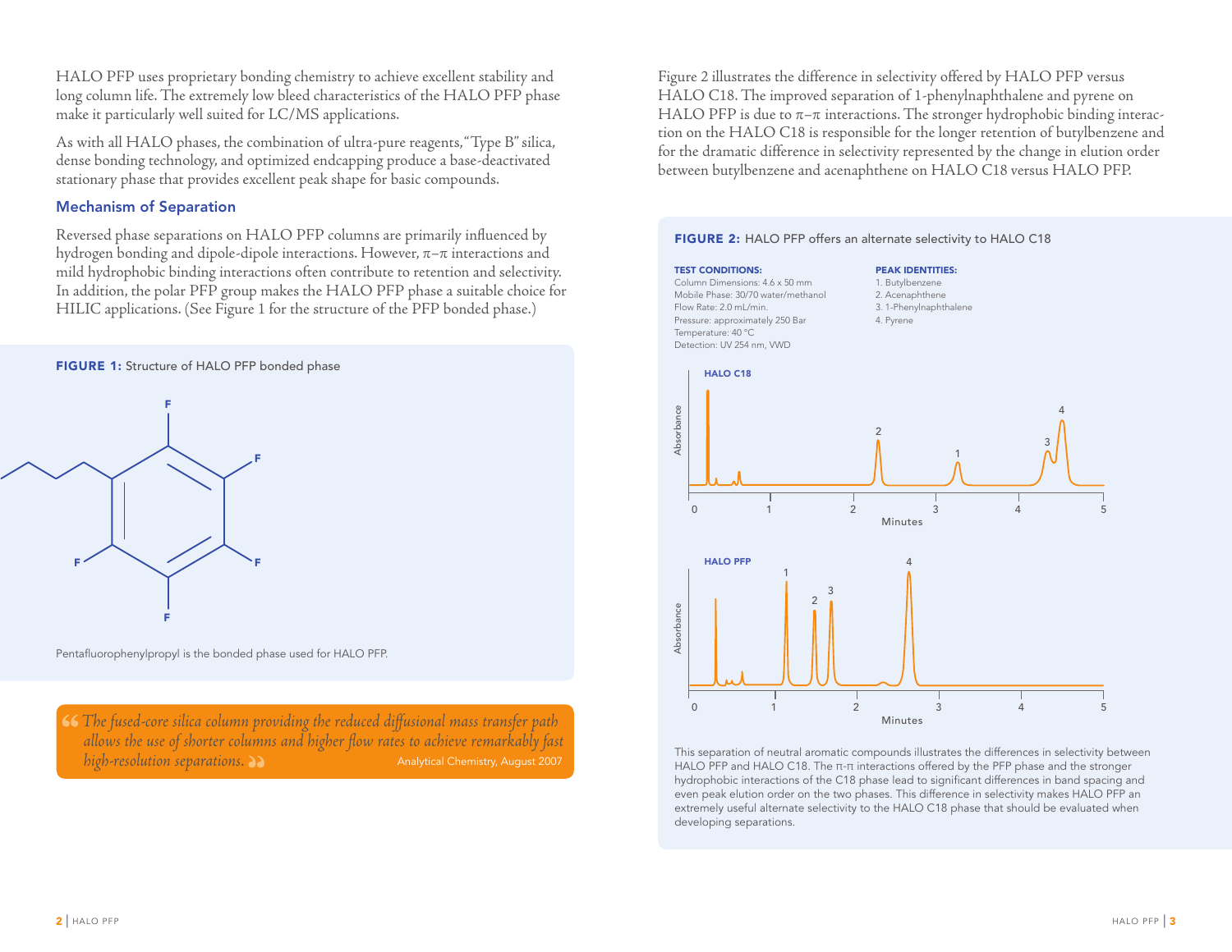HALO PFP uses proprietary bonding chemistry to achieve excellent stability and long column life. The extremely low bleed characteristics of the HALO PFP phase make it particularly well suited for LC/MS applications.

As with all HALO phases, the combination of ultra-pure reagents, "Type B" silica, dense bonding technology, and optimized endcapping produce a base-deactivated stationary phase that provides excellent peak shape for basic compounds.

## Mechanism of Separation

Reversed phase separations on HALO PFP columns are primarily influenced by hydrogen bonding and dipole-dipole interactions. However, π–π interactions and mild hydrophobic binding interactions often contribute to retention and selectivity. In addition, the polar PFP group makes the HALO PFP phase a suitable choice for HILIC applications. (See Figure 1 for the structure of the PFP bonded phase.)

**FIGURE 1:** Structure of HALO PFP bonded phase

Pentafluorophenylpropyl is the bonded phase used for HALO PFP.

> *"The fused-core silica column providing the reduced diffusional mass transfer path allows the use of shorter columns and higher flow rates to achieve remarkably fast high-resolution separations."* — Analytical Chemistry, August 2007

Figure 2 illustrates the difference in selectivity offered by HALO PFP versus HALO C18. The improved separation of 1-phenylnaphthalene and pyrene on HALO PFP is due to π–π interactions. The stronger hydrophobic binding interaction on the HALO C18 is responsible for the longer retention of butylbenzene and for the dramatic difference in selectivity represented by the change in elution order between butylbenzene and acenaphthene on HALO C18 versus HALO PFP.

**FIGURE 2:** HALO PFP offers an alternate selectivity to HALO C18

**TEST CONDITIONS:**
Column Dimensions: 4.6 x 50 mm
Mobile Phase: 30/70 water/methanol
Flow Rate: 2.0 mL/min.
Pressure: approximately 250 Bar
Temperature: 40 °C
Detection: UV 254 nm, VWD

**PEAK IDENTITIES:**
1. Butylbenzene
2. Acenaphthene
3. 1-Phenylnaphthalene
4. Pyrene

This separation of neutral aromatic compounds illustrates the differences in selectivity between HALO PFP and HALO C18. The π-π interactions offered by the PFP phase and the stronger hydrophobic interactions of the C18 phase lead to significant differences in band spacing and even peak elution order on the two phases. This difference in selectivity makes HALO PFP an extremely useful alternate selectivity to the HALO C18 phase that should be evaluated when developing separations.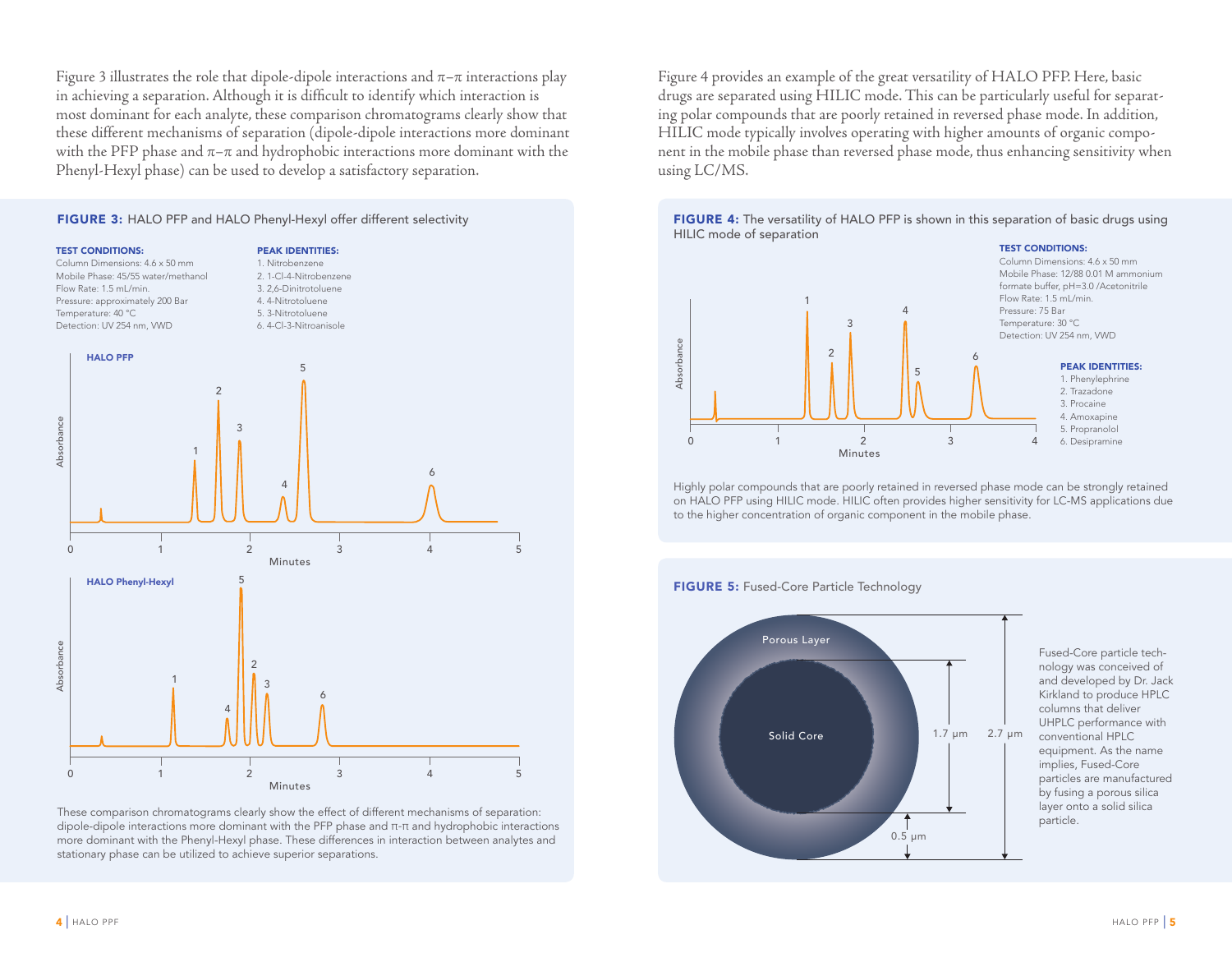Figure 3 illustrates the role that dipole-dipole interactions and π–π interactions play in achieving a separation. Although it is difficult to identify which interaction is most dominant for each analyte, these comparison chromatograms clearly show that these different mechanisms of separation (dipole-dipole interactions more dominant with the PFP phase and π–π and hydrophobic interactions more dominant with the Phenyl-Hexyl phase) can be used to develop a satisfactory separation.

**FIGURE 3:** HALO PFP and HALO Phenyl-Hexyl offer different selectivity

**TEST CONDITIONS:**
Column Dimensions: 4.6 x 50 mm
Mobile Phase: 45/55 water/methanol
Flow Rate: 1.5 mL/min.
Pressure: approximately 200 Bar
Temperature: 40 °C
Detection: UV 254 nm, VWD

**PEAK IDENTITIES:**
1. Nitrobenzene
2. 1-Cl-4-Nitrobenzene
3. 2,6-Dinitrotoluene
4. 4-Nitrotoluene
5. 3-Nitrotoluene
6. 4-Cl-3-Nitroanisole

These comparison chromatograms clearly show the effect of different mechanisms of separation: dipole-dipole interactions more dominant with the PFP phase and π-π and hydrophobic interactions more dominant with the Phenyl-Hexyl phase. These differences in interaction between analytes and stationary phase can be utilized to achieve superior separations.

Figure 4 provides an example of the great versatility of HALO PFP. Here, basic drugs are separated using HILIC mode. This can be particularly useful for separating polar compounds that are poorly retained in reversed phase mode. In addition, HILIC mode typically involves operating with higher amounts of organic component in the mobile phase than reversed phase mode, thus enhancing sensitivity when using LC/MS.

**FIGURE 4:** The versatility of HALO PFP is shown in this separation of basic drugs using HILIC mode of separation

**TEST CONDITIONS:**
Column Dimensions: 4.6 x 50 mm
Mobile Phase: 12/88 0.01 M ammonium formate buffer, pH=3.0 /Acetonitrile
Flow Rate: 1.5 mL/min.
Pressure: 75 Bar
Temperature: 30 °C
Detection: UV 254 nm, VWD

**PEAK IDENTITIES:**
1. Phenylephrine
2. Trazadone
3. Procaine
4. Amoxapine
5. Propranolol
6. Desipramine

Highly polar compounds that are poorly retained in reversed phase mode can be strongly retained on HALO PFP using HILIC mode. HILIC often provides higher sensitivity for LC-MS applications due to the higher concentration of organic component in the mobile phase.

**FIGURE 5:** Fused-Core Particle Technology

Fused-Core particle technology was conceived of and developed by Dr. Jack Kirkland to produce HPLC columns that deliver UHPLC performance with conventional HPLC equipment. As the name implies, Fused-Core particles are manufactured by fusing a porous silica layer onto a solid silica particle.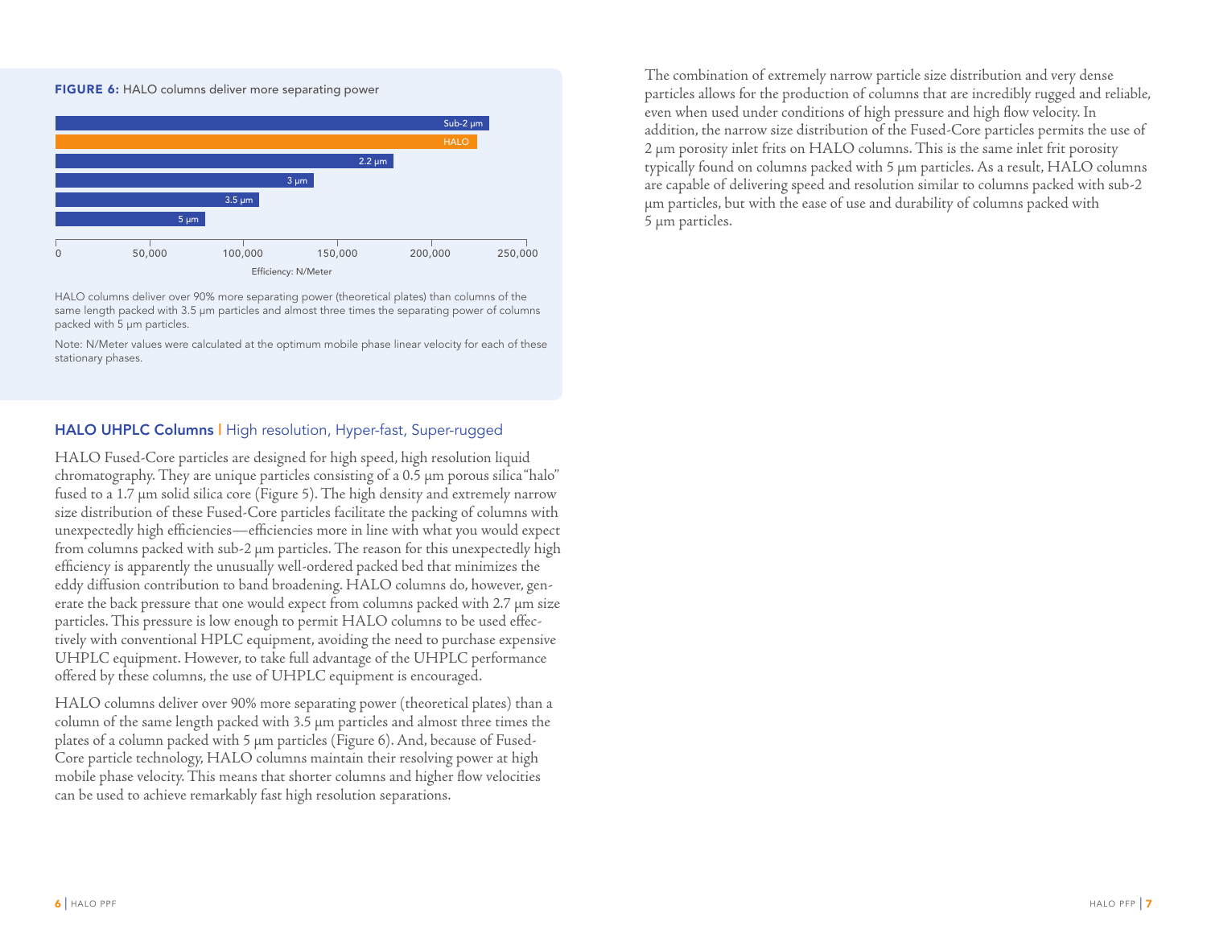**FIGURE 6:** HALO columns deliver more separating power

| Column | Efficiency: N/Meter (approx.) |
|---|---|
| Sub-2 µm | ~230,000 |
| HALO | ~225,000 |
| 2.2 µm | ~180,000 |
| 3 µm | ~137,000 |
| 3.5 µm | ~108,000 |
| 5 µm | ~80,000 |

HALO columns deliver over 90% more separating power (theoretical plates) than columns of the same length packed with 3.5 µm particles and almost three times the separating power of columns packed with 5 µm particles.

Note: N/Meter values were calculated at the optimum mobile phase linear velocity for each of these stationary phases.

## HALO UHPLC Columns | High resolution, Hyper-fast, Super-rugged

HALO Fused-Core particles are designed for high speed, high resolution liquid chromatography. They are unique particles consisting of a 0.5 µm porous silica "halo" fused to a 1.7 µm solid silica core (Figure 5). The high density and extremely narrow size distribution of these Fused-Core particles facilitate the packing of columns with unexpectedly high efficiencies—efficiencies more in line with what you would expect from columns packed with sub-2 µm particles. The reason for this unexpectedly high efficiency is apparently the unusually well-ordered packed bed that minimizes the eddy diffusion contribution to band broadening. HALO columns do, however, generate the back pressure that one would expect from columns packed with 2.7 µm size particles. This pressure is low enough to permit HALO columns to be used effectively with conventional HPLC equipment, avoiding the need to purchase expensive UHPLC equipment. However, to take full advantage of the UHPLC performance offered by these columns, the use of UHPLC equipment is encouraged.

HALO columns deliver over 90% more separating power (theoretical plates) than a column of the same length packed with 3.5 µm particles and almost three times the plates of a column packed with 5 µm particles (Figure 6). And, because of Fused-Core particle technology, HALO columns maintain their resolving power at high mobile phase velocity. This means that shorter columns and higher flow velocities can be used to achieve remarkably fast high resolution separations.

The combination of extremely narrow particle size distribution and very dense particles allows for the production of columns that are incredibly rugged and reliable, even when used under conditions of high pressure and high flow velocity. In addition, the narrow size distribution of the Fused-Core particles permits the use of 2 µm porosity inlet frits on HALO columns. This is the same inlet frit porosity typically found on columns packed with 5 µm particles. As a result, HALO columns are capable of delivering speed and resolution similar to columns packed with sub-2 µm particles, but with the ease of use and durability of columns packed with 5 µm particles.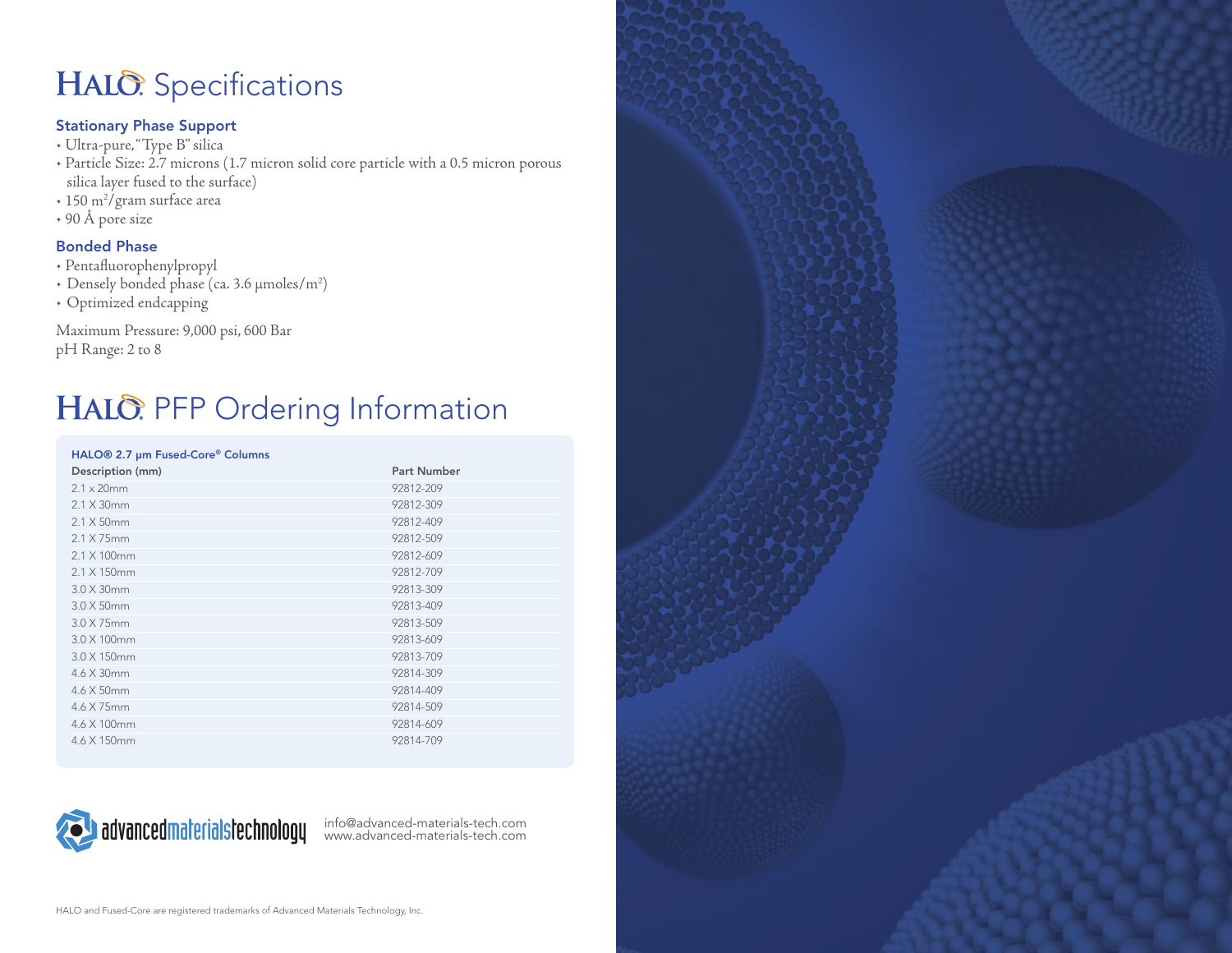# HALO® Specifications

### Stationary Phase Support

- Ultra-pure, "Type B" silica
- Particle Size: 2.7 microns (1.7 micron solid core particle with a 0.5 micron porous silica layer fused to the surface)
- 150 $m^2$/gram surface area
- 90 Å pore size

### Bonded Phase

- Pentafluorophenylpropyl
- Densely bonded phase (ca. 3.6 µmoles/$m^2$)
- Optimized endcapping

Maximum Pressure: 9,000 psi, 600 Bar
pH Range: 2 to 8

# HALO® PFP Ordering Information

**HALO® 2.7 µm Fused-Core® Columns**

| Description (mm) | Part Number |
|---|---|
| 2.1 x 20mm | 92812-209 |
| 2.1 X 30mm | 92812-309 |
| 2.1 X 50mm | 92812-409 |
| 2.1 X 75mm | 92812-509 |
| 2.1 X 100mm | 92812-609 |
| 2.1 X 150mm | 92812-709 |
| 3.0 X 30mm | 92813-309 |
| 3.0 X 50mm | 92813-409 |
| 3.0 X 75mm | 92813-509 |
| 3.0 X 100mm | 92813-609 |
| 3.0 X 150mm | 92813-709 |
| 4.6 X 30mm | 92814-309 |
| 4.6 X 50mm | 92814-409 |
| 4.6 X 75mm | 92814-509 |
| 4.6 X 100mm | 92814-609 |
| 4.6 X 150mm | 92814-709 |

advancedmaterialstechnology

info@advanced-materials-tech.com
www.advanced-materials-tech.com

HALO and Fused-Core are registered trademarks of Advanced Materials Technology, Inc.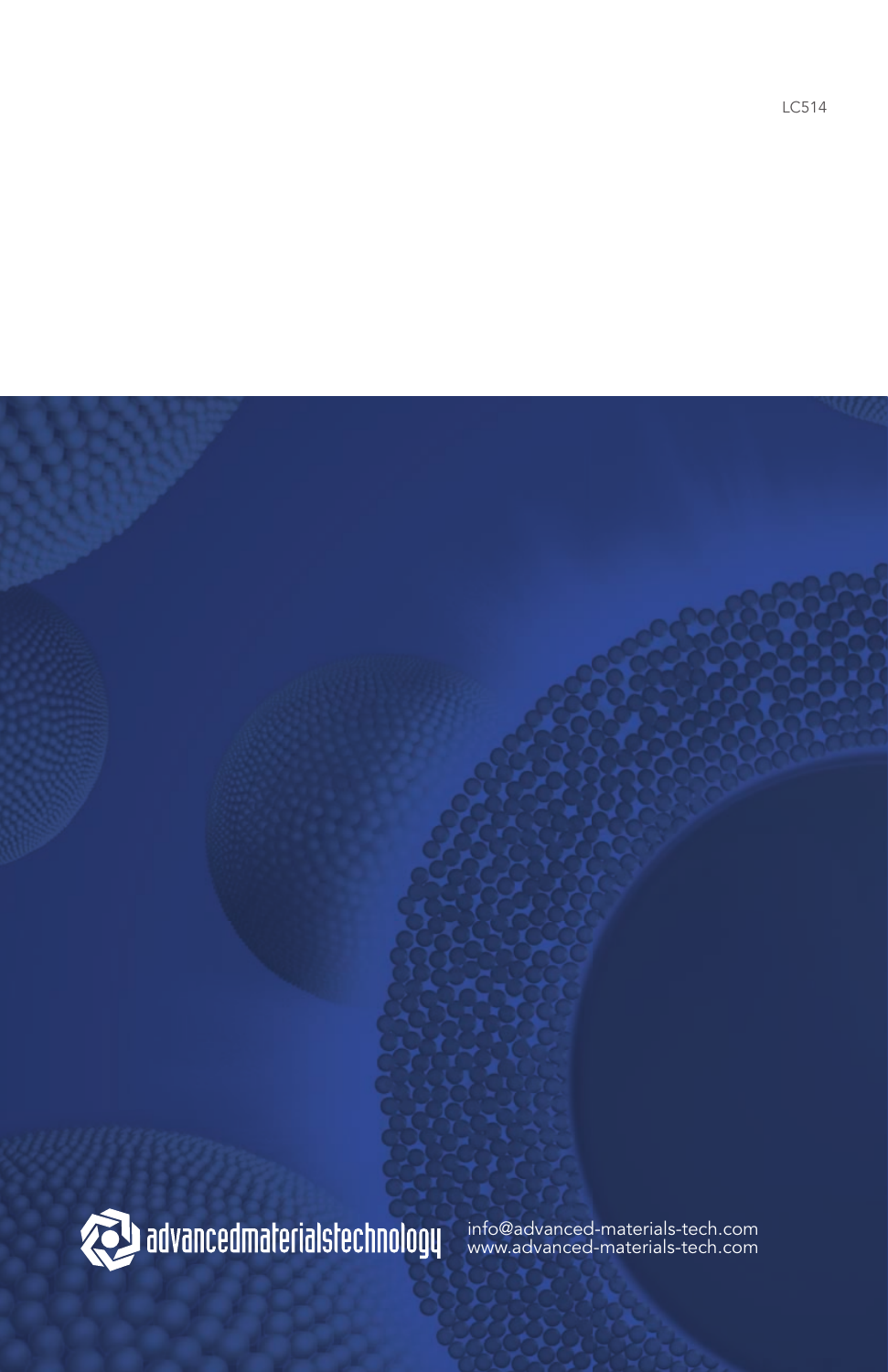LC514

advancedmaterialstechnology

info@advanced-materials-tech.com
www.advanced-materials-tech.com